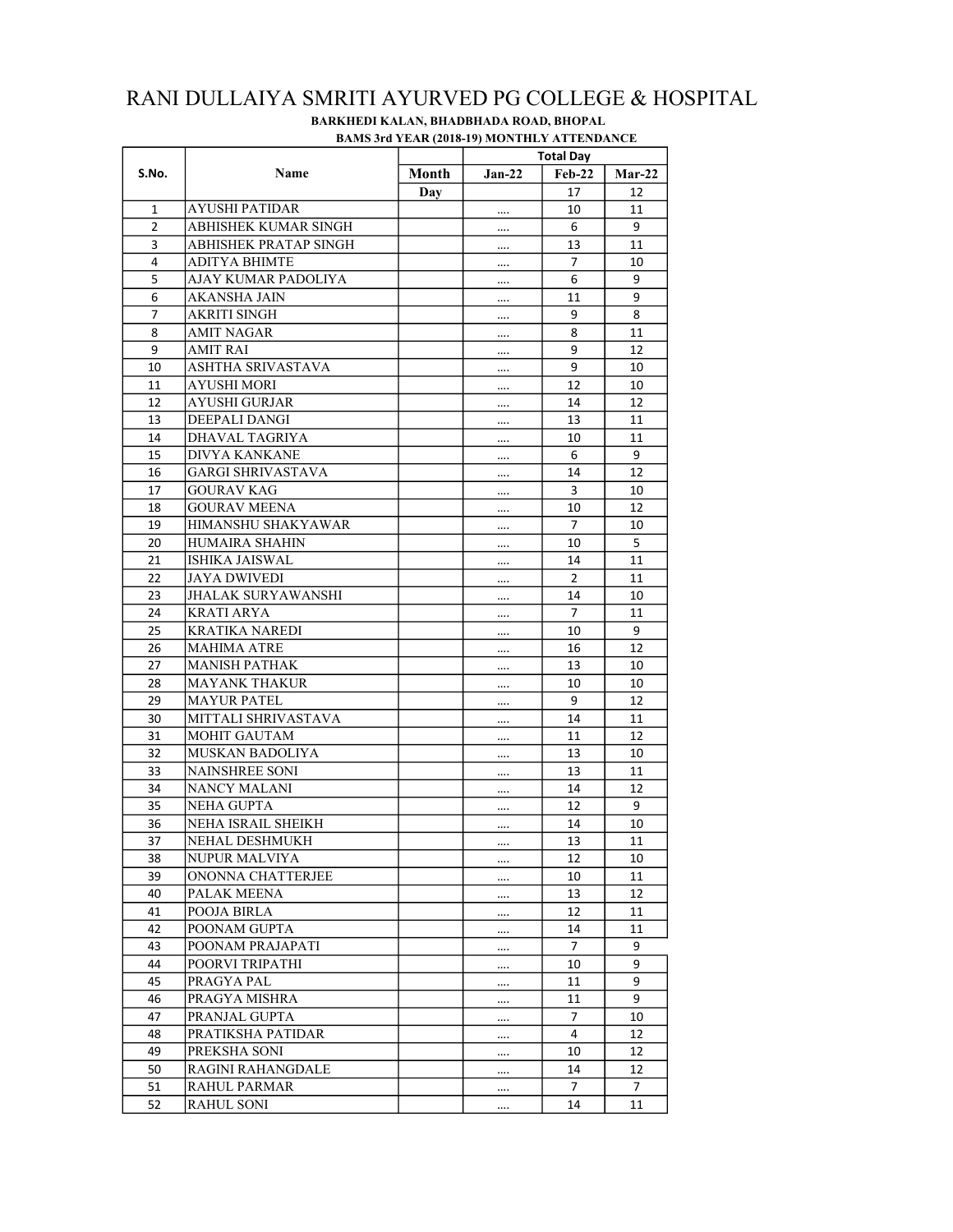# RANI DULLAIYA SMRITI AYURVED PG COLLEGE & HOSPITAL

**BARKHEDI KALAN, BHADBHADA ROAD, BHOPAL**

**BAMS 3rd YEAR (2018-19) MONTHLY ATTENDANCE**

| S.No. | Name | Month | Jan-22 | Feb-22 | Mar-22 |
|---|---|---|---|---|---|
| | | | Total Day | | |
| | | Day | | 17 | 12 |
| 1 | AYUSHI PATIDAR | | .... | 10 | 11 |
| 2 | ABHISHEK KUMAR SINGH | | .... | 6 | 9 |
| 3 | ABHISHEK PRATAP SINGH | | .... | 13 | 11 |
| 4 | ADITYA BHIMTE | | .... | 7 | 10 |
| 5 | AJAY KUMAR PADOLIYA | | .... | 6 | 9 |
| 6 | AKANSHA JAIN | | .... | 11 | 9 |
| 7 | AKRITI SINGH | | .... | 9 | 8 |
| 8 | AMIT NAGAR | | .... | 8 | 11 |
| 9 | AMIT RAI | | .... | 9 | 12 |
| 10 | ASHTHA SRIVASTAVA | | .... | 9 | 10 |
| 11 | AYUSHI MORI | | .... | 12 | 10 |
| 12 | AYUSHI GURJAR | | .... | 14 | 12 |
| 13 | DEEPALI DANGI | | .... | 13 | 11 |
| 14 | DHAVAL TAGRIYA | | .... | 10 | 11 |
| 15 | DIVYA KANKANE | | .... | 6 | 9 |
| 16 | GARGI SHRIVASTAVA | | .... | 14 | 12 |
| 17 | GOURAV KAG | | .... | 3 | 10 |
| 18 | GOURAV MEENA | | .... | 10 | 12 |
| 19 | HIMANSHU SHAKYAWAR | | .... | 7 | 10 |
| 20 | HUMAIRA SHAHIN | | .... | 10 | 5 |
| 21 | ISHIKA JAISWAL | | .... | 14 | 11 |
| 22 | JAYA DWIVEDI | | .... | 2 | 11 |
| 23 | JHALAK SURYAWANSHI | | .... | 14 | 10 |
| 24 | KRATI ARYA | | .... | 7 | 11 |
| 25 | KRATIKA NAREDI | | .... | 10 | 9 |
| 26 | MAHIMA ATRE | | .... | 16 | 12 |
| 27 | MANISH PATHAK | | .... | 13 | 10 |
| 28 | MAYANK THAKUR | | .... | 10 | 10 |
| 29 | MAYUR PATEL | | .... | 9 | 12 |
| 30 | MITTALI SHRIVASTAVA | | .... | 14 | 11 |
| 31 | MOHIT GAUTAM | | .... | 11 | 12 |
| 32 | MUSKAN BADOLIYA | | .... | 13 | 10 |
| 33 | NAINSHREE SONI | | .... | 13 | 11 |
| 34 | NANCY MALANI | | .... | 14 | 12 |
| 35 | NEHA GUPTA | | .... | 12 | 9 |
| 36 | NEHA ISRAIL SHEIKH | | .... | 14 | 10 |
| 37 | NEHAL DESHMUKH | | .... | 13 | 11 |
| 38 | NUPUR MALVIYA | | .... | 12 | 10 |
| 39 | ONONNA CHATTERJEE | | .... | 10 | 11 |
| 40 | PALAK MEENA | | .... | 13 | 12 |
| 41 | POOJA BIRLA | | .... | 12 | 11 |
| 42 | POONAM GUPTA | | .... | 14 | 11 |
| 43 | POONAM PRAJAPATI | | .... | 7 | 9 |
| 44 | POORVI TRIPATHI | | .... | 10 | 9 |
| 45 | PRAGYA PAL | | .... | 11 | 9 |
| 46 | PRAGYA MISHRA | | .... | 11 | 9 |
| 47 | PRANJAL GUPTA | | .... | 7 | 10 |
| 48 | PRATIKSHA PATIDAR | | .... | 4 | 12 |
| 49 | PREKSHA SONI | | .... | 10 | 12 |
| 50 | RAGINI RAHANGDALE | | .... | 14 | 12 |
| 51 | RAHUL PARMAR | | .... | 7 | 7 |
| 52 | RAHUL SONI | | .... | 14 | 11 |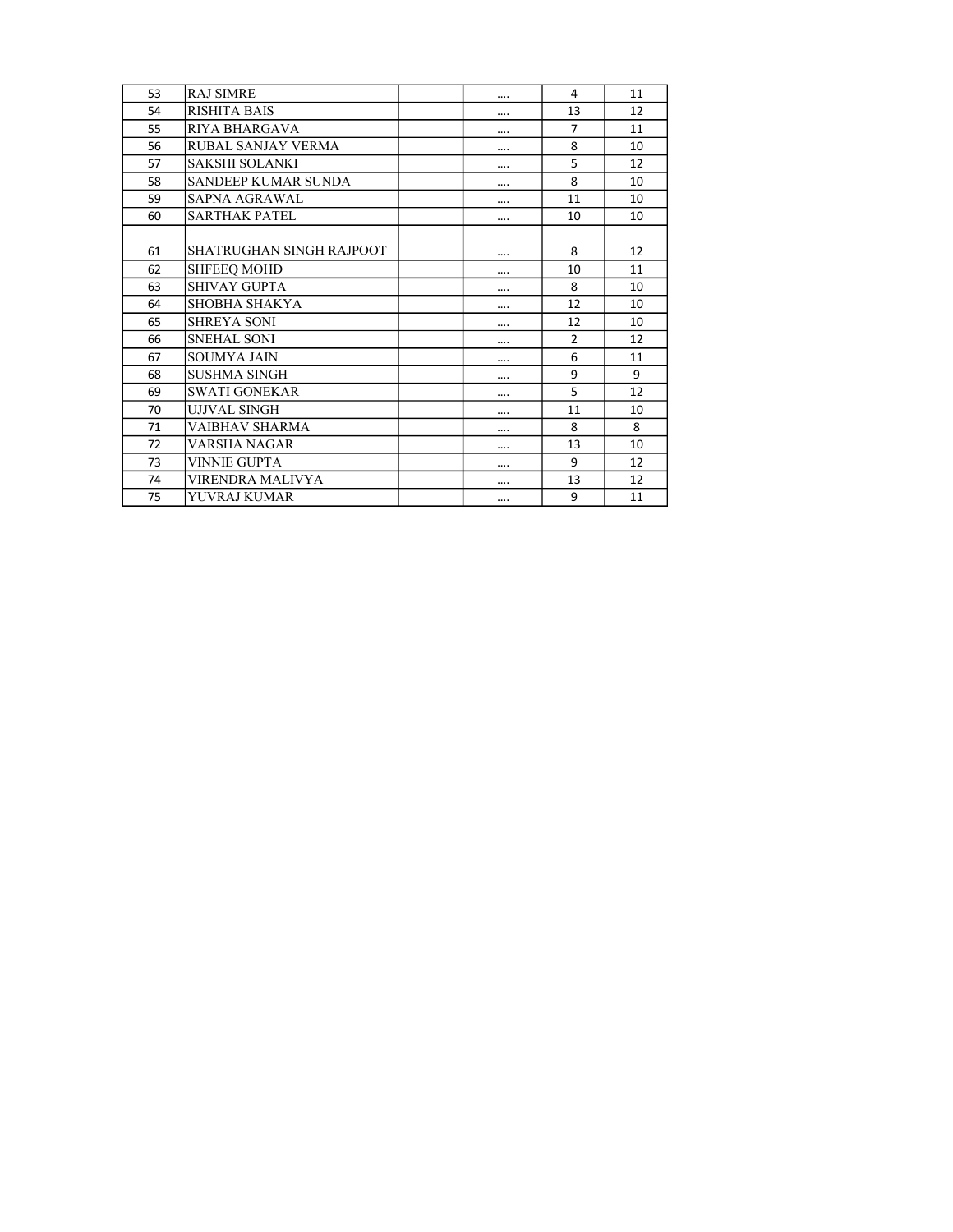| | | | | | |
|---|---|---|---|---|---|
| 53 | RAJ SIMRE | | .... | 4 | 11 |
| 54 | RISHITA BAIS | | .... | 13 | 12 |
| 55 | RIYA BHARGAVA | | .... | 7 | 11 |
| 56 | RUBAL SANJAY VERMA | | .... | 8 | 10 |
| 57 | SAKSHI SOLANKI | | .... | 5 | 12 |
| 58 | SANDEEP KUMAR SUNDA | | .... | 8 | 10 |
| 59 | SAPNA AGRAWAL | | .... | 11 | 10 |
| 60 | SARTHAK PATEL | | .... | 10 | 10 |
| 61 | SHATRUGHAN SINGH RAJPOOT | | .... | 8 | 12 |
| 62 | SHFEEQ MOHD | | .... | 10 | 11 |
| 63 | SHIVAY GUPTA | | .... | 8 | 10 |
| 64 | SHOBHA SHAKYA | | .... | 12 | 10 |
| 65 | SHREYA SONI | | .... | 12 | 10 |
| 66 | SNEHAL SONI | | .... | 2 | 12 |
| 67 | SOUMYA JAIN | | .... | 6 | 11 |
| 68 | SUSHMA SINGH | | .... | 9 | 9 |
| 69 | SWATI GONEKAR | | .... | 5 | 12 |
| 70 | UJJVAL SINGH | | .... | 11 | 10 |
| 71 | VAIBHAV SHARMA | | .... | 8 | 8 |
| 72 | VARSHA NAGAR | | .... | 13 | 10 |
| 73 | VINNIE GUPTA | | .... | 9 | 12 |
| 74 | VIRENDRA MALIVYA | | .... | 13 | 12 |
| 75 | YUVRAJ KUMAR | | .... | 9 | 11 |